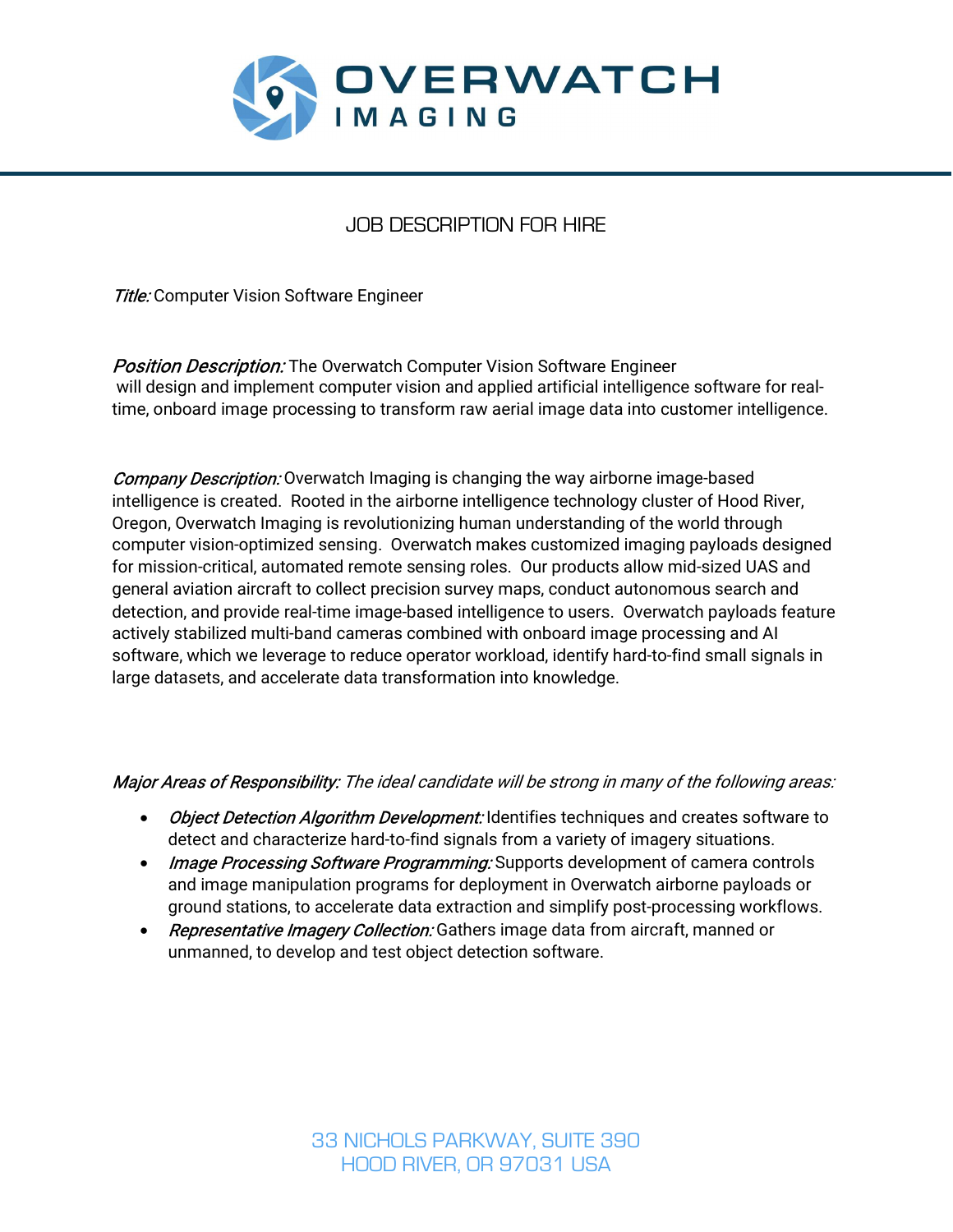# OVERWATCH IMAGING

## JOB DESCRIPTION FOR HIRE

*Title:* Computer Vision Software Engineer

*Position Description:* The Overwatch Computer Vision Software Engineer will design and implement computer vision and applied artificial intelligence software for real-time, onboard image processing to transform raw aerial image data into customer intelligence.

*Company Description:* Overwatch Imaging is changing the way airborne image-based intelligence is created. Rooted in the airborne intelligence technology cluster of Hood River, Oregon, Overwatch Imaging is revolutionizing human understanding of the world through computer vision-optimized sensing. Overwatch makes customized imaging payloads designed for mission-critical, automated remote sensing roles. Our products allow mid-sized UAS and general aviation aircraft to collect precision survey maps, conduct autonomous search and detection, and provide real-time image-based intelligence to users. Overwatch payloads feature actively stabilized multi-band cameras combined with onboard image processing and AI software, which we leverage to reduce operator workload, identify hard-to-find small signals in large datasets, and accelerate data transformation into knowledge.

*Major Areas of Responsibility: The ideal candidate will be strong in many of the following areas:*

- *Object Detection Algorithm Development:* Identifies techniques and creates software to detect and characterize hard-to-find signals from a variety of imagery situations.
- *Image Processing Software Programming:* Supports development of camera controls and image manipulation programs for deployment in Overwatch airborne payloads or ground stations, to accelerate data extraction and simplify post-processing workflows.
- *Representative Imagery Collection:* Gathers image data from aircraft, manned or unmanned, to develop and test object detection software.

33 NICHOLS PARKWAY, SUITE 390
HOOD RIVER, OR 97031 USA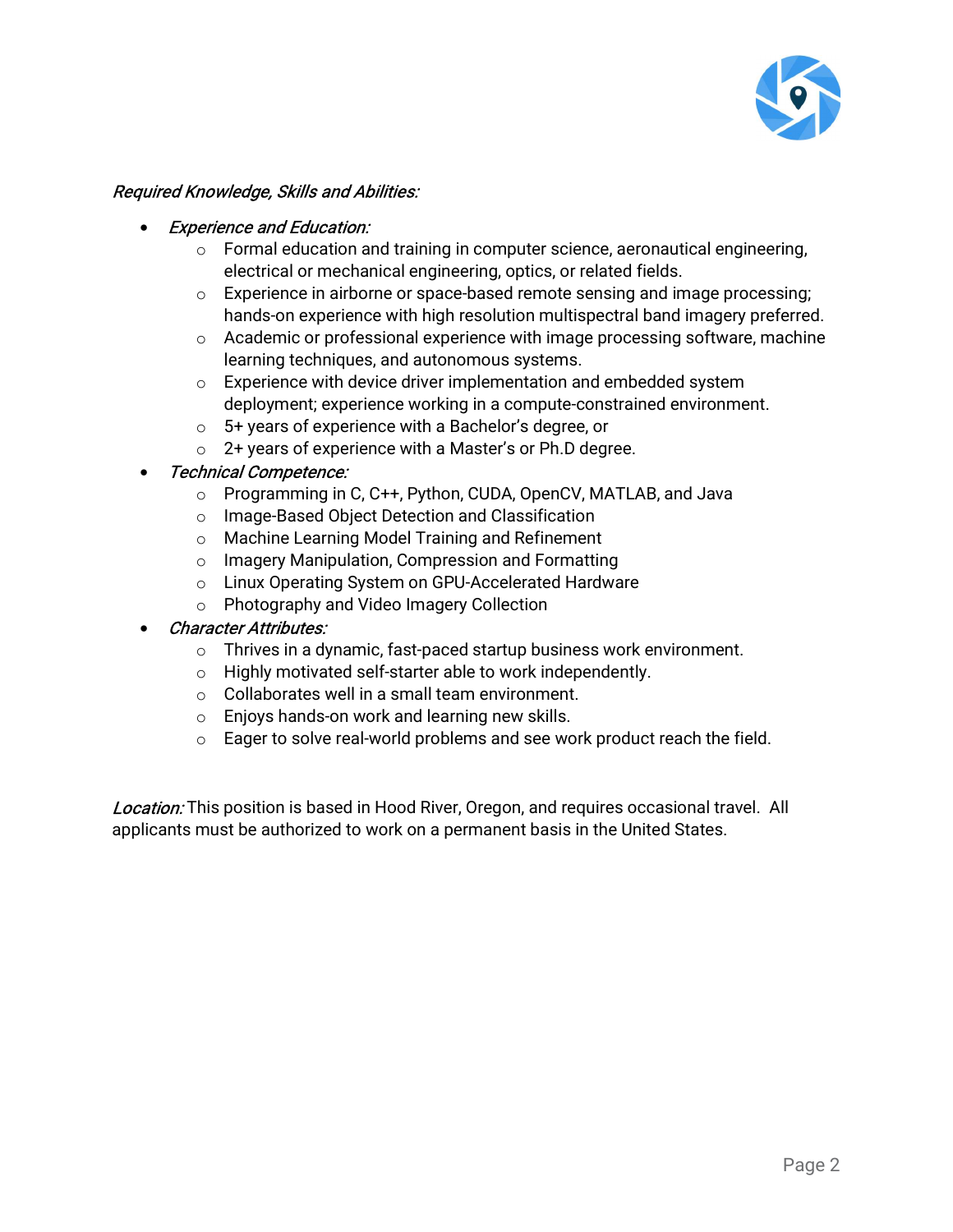*Required Knowledge, Skills and Abilities:*

- *Experience and Education:*
  - Formal education and training in computer science, aeronautical engineering, electrical or mechanical engineering, optics, or related fields.
  - Experience in airborne or space-based remote sensing and image processing; hands-on experience with high resolution multispectral band imagery preferred.
  - Academic or professional experience with image processing software, machine learning techniques, and autonomous systems.
  - Experience with device driver implementation and embedded system deployment; experience working in a compute-constrained environment.
  - 5+ years of experience with a Bachelor's degree, or
  - 2+ years of experience with a Master's or Ph.D degree.
- *Technical Competence:*
  - Programming in C, C++, Python, CUDA, OpenCV, MATLAB, and Java
  - Image-Based Object Detection and Classification
  - Machine Learning Model Training and Refinement
  - Imagery Manipulation, Compression and Formatting
  - Linux Operating System on GPU-Accelerated Hardware
  - Photography and Video Imagery Collection
- *Character Attributes:*
  - Thrives in a dynamic, fast-paced startup business work environment.
  - Highly motivated self-starter able to work independently.
  - Collaborates well in a small team environment.
  - Enjoys hands-on work and learning new skills.
  - Eager to solve real-world problems and see work product reach the field.

*Location:* This position is based in Hood River, Oregon, and requires occasional travel. All applicants must be authorized to work on a permanent basis in the United States.